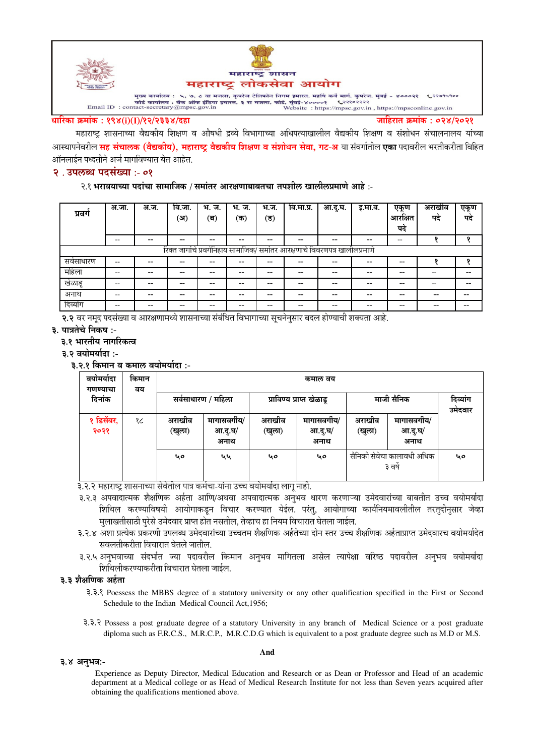महाराष्ट्र शासन

# महाराष्ट्र लोकसेवा आयोग

मुख्य कार्यालय : ५, ७, ८ वा मजला, कुपरेज टेलिफोन निगम इमारत, महर्षि कर्वे मार्ग, कुपरेज, मुंबई - ४०००२१ ☎२२७९५९००
फोर्ट कार्यालय : बँक ऑफ इंडिया इमारत, ३ रा मजला, फोर्ट, मुंबई-४००००१ ☎२२१०२२२२
Email ID : contact-secretary@mpsc.gov.in Website : https://mpsc.gov.in , https://mpsconline.gov.in

**धारिका क्रमांक : १९४(i)(I)/१२/२३३४/दहा** **जाहिरात क्रमांक : ०२४/२०२१**

महाराष्ट्र शासनाच्या वैद्यकीय शिक्षण व औषधी द्रव्ये विभागाच्या अधिपत्याखालील वैद्यकीय शिक्षण व संशोधन संचालनालय यांच्या आस्थापनेवरील **सह संचालक (वैद्यकीय), महाराष्ट्र वैद्यकीय शिक्षण व संशोधन सेवा, गट-अ** या संवर्गातील **एका** पदावरील भरतीकरीता विहित ऑनलाईन पध्दतीने अर्ज मागविण्यात येत आहेत.

## २ . उपलब्ध पदसंख्या :- ०१

२.१ **भरावयाच्या पदांचा सामाजिक / समांतर आरक्षणाबाबतचा तपशील खालीलप्रमाणे आहे** :-

| प्रवर्ग | अ.जा. | अ.ज. | वि.जा. (अ) | भ. ज. (ब) | भ. ज. (क) | भ.ज. (ड) | वि.मा.प्र. | आ.दु.घ. | इ.मा.व. | एकूण आरक्षित पदे | अराखीव पदे | एकूण पदे |
|---|---|---|---|---|---|---|---|---|---|---|---|---|
| | -- | -- | -- | -- | -- | -- | -- | -- | -- | -- | १ | १ |
| रिक्त जागांचे प्रवर्गनिहाय सामाजिक/ समांतर आरक्षणाचे विवरणपत्र खालीलप्रमाणे | | | | | | | | | | | | |
| सर्वसाधारण | -- | -- | -- | -- | -- | -- | -- | -- | -- | -- | १ | १ |
| महिला | -- | -- | -- | -- | -- | -- | -- | -- | -- | -- | -- | -- |
| खेळाडू | -- | -- | -- | -- | -- | -- | -- | -- | -- | -- | -- | -- |
| अनाथ | -- | -- | -- | -- | -- | -- | -- | -- | -- | -- | -- | -- |
| दिव्यांग | -- | -- | -- | -- | -- | -- | -- | -- | -- | -- | -- | -- |

**२.२** वर नमूद पदसंख्या व आरक्षणामध्ये शासनाच्या संबंधित विभागाच्या सूचनेनुसार बदल होण्याची शक्यता आहे.

## ३. पात्रतेचे निकष :-

### ३.१ भारतीय नागरिकत्व

### ३.२ वयोमर्यादा :-

#### ३.२.१ किमान व कमाल वयोमर्यादा :-

| वयोमर्यादा गणण्याचा दिनांक | किमान वय | कमाल वय | | | | | | |
|---|---|---|---|---|---|---|---|---|
| | | सर्वसाधारण / महिला | | प्राविण्य प्राप्त खेळाडू | | माजी सैनिक | | दिव्यांग उमेदवार |
| १ डिसेंबर, २०२१ | १८ | अराखीव (खुला) | मागासवर्गीय/ आ.दु.घ/ अनाथ | अराखीव (खुला) | मागासवर्गीय/ आ.दु.घ/ अनाथ | अराखीव (खुला) | मागासवर्गीय/ आ.दु.घ/ अनाथ | |
| | | ५० | ५५ | ५० | ५० | सैनिकी सेवेचा कालावधी अधिक ३ वर्षे | | ५० |

३.२.२ महाराष्ट्र शासनाच्या सेवेतील पात्र कर्मचा-यांना उच्च वयोमर्यादा लागू नाही.

३.२.३ अपवादात्मक शैक्षणिक अर्हता आणि/अथवा अपवादात्मक अनुभव धारण करणाऱ्या उमेदवारांच्या बाबतीत उच्च वयोमर्यादा शिथिल करण्याविषयी आयोगाकडून विचार करण्यात येईल. परंतु, आयोगाच्या कार्यनियमावलीतील तरतुदीनुसार जेव्हा मुलाखतीसाठी पुरेसे उमेदवार प्राप्त होत नसतील, तेव्हाच हा नियम विचारात घेतला जाईल.

३.२.४ अशा प्रत्येक प्रकरणी उपलब्ध उमेदवारांच्या उच्चतम शैक्षणिक अर्हतेच्या दोन स्तर उच्च शैक्षणिक अर्हताप्राप्त उमेदवारच वयोमर्यादेत सवलतीकरीता विचारात घेतले जातील.

३.२.५ अनुभवाच्या संदर्भात ज्या पदावरील किमान अनुभव मागितला असेल त्यापेक्षा वरिष्ठ पदावरील अनुभव वयोमर्यादा शिथिलीकरण्याकरीता विचारात घेतला जाईल.

### ३.३ शैक्षणिक अर्हता

३.३.१ Poessess the MBBS degree of a statutory university or any other qualification specified in the First or Second Schedule to the Indian Medical Council Act,1956;

३.३.२ Possess a post graduate degree of a statutory University in any branch of Medical Science or a post graduate diploma such as F.R.C.S., M.R.C.P., M.R.C.D.G which is equivalent to a post graduate degree such as M.D or M.S.

**And**

### ३.४ अनुभव:-

Experience as Deputy Director, Medical Education and Research or as Dean or Professor and Head of an academic department at a Medical college or as Head of Medical Research Institute for not less than Seven years acquired after obtaining the qualifications mentioned above.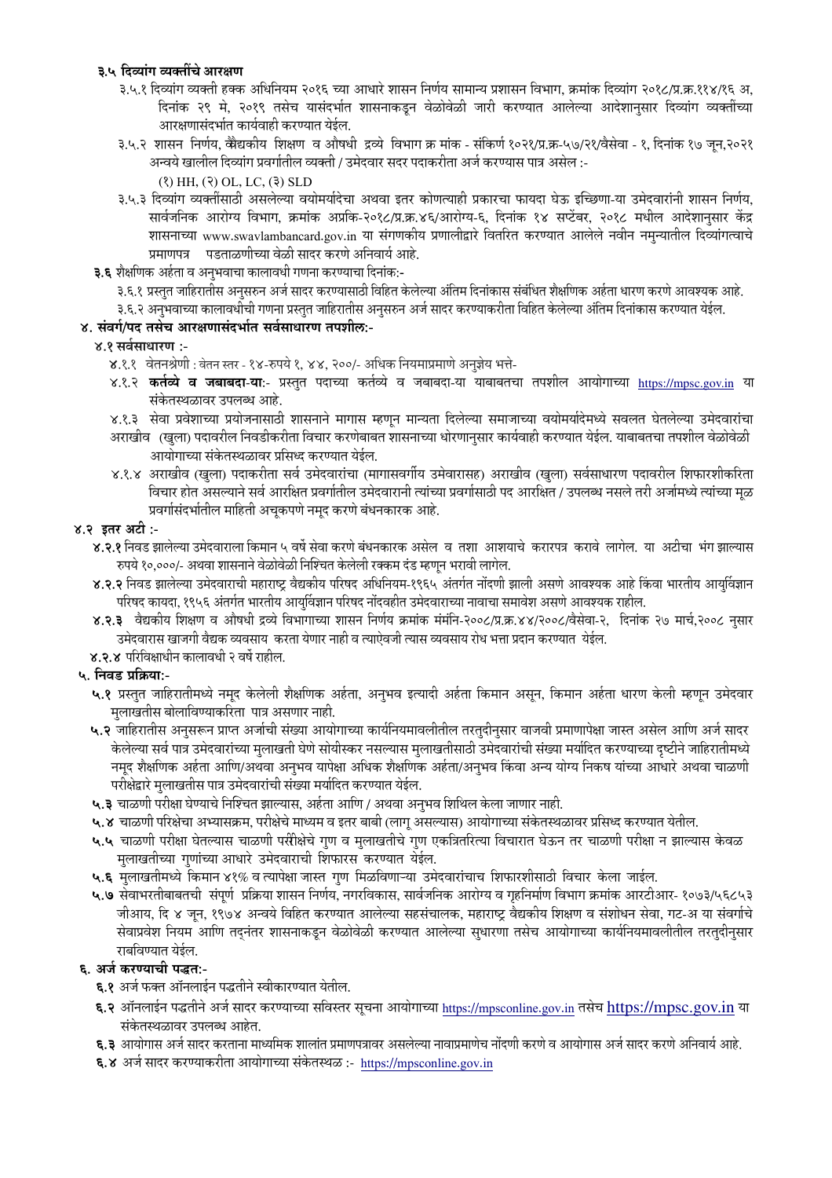**३.५ दिव्यांग व्यक्तींचे आरक्षण**

३.५.१ दिव्यांग व्यक्ती हक्क अधिनियम २०१६ च्या आधारे शासन निर्णय सामान्य प्रशासन विभाग, क्रमांक दिव्यांग २०१८/प्र.क्र.११४/१६ अ, दिनांक २९ मे, २०१९ तसेच यासंदर्भात शासनाकडून वेळोवेळी जारी करण्यात आलेल्या आदेशानुसार दिव्यांग व्यक्तींच्या आरक्षणासंदर्भात कार्यवाही करण्यात येईल.

३.५.२ शासन निर्णय, वैद्यकीय शिक्षण व औषधी द्रव्ये विभाग क्र मांक - संकिर्ण १०२१/प्र.क्र-५७/२१/वैसेवा - १, दिनांक १७ जून,२०२१ अन्वये खालील दिव्यांग प्रवर्गातील व्यक्ती / उमेदवार सदर पदाकरीता अर्ज करण्यास पात्र असेल :-

(१) HH, (२) OL, LC, (३) SLD

३.५.३ दिव्यांग व्यक्तींसाठी असलेल्या वयोमर्यादेचा अथवा इतर कोणत्याही प्रकारचा फायदा घेऊ इच्छिणा-या उमेदवारांनी शासन निर्णय, सार्वजनिक आरोग्य विभाग, क्रमांक अप्रकि-२०१८/प्र.क्र.४६/आरोग्य-६, दिनांक १४ सप्टेंबर, २०१८ मधील आदेशानुसार केंद्र शासनाच्या www.swavlambancard.gov.in या संगणकीय प्रणालीद्वारे वितरित करण्यात आलेले नवीन नमुन्यातील दिव्यांगत्वाचे प्रमाणपत्र पडताळणीच्या वेळी सादर करणे अनिवार्य आहे.

**३.६** शैक्षणिक अर्हता व अनुभवाचा कालावधी गणना करण्याचा दिनांक:-

३.६.१ प्रस्तुत जाहिरातीस अनुसरुन अर्ज सादर करण्यासाठी विहित केलेल्या अंतिम दिनांकास संबंधित शैक्षणिक अर्हता धारण करणे आवश्यक आहे.

३.६.२ अनुभवाच्या कालावधीची गणना प्रस्तुत जाहिरातीस अनुसरुन अर्ज सादर करण्याकरीता विहित केलेल्या अंतिम दिनांकास करण्यात येईल.

**४. संवर्ग/पद तसेच आरक्षणासंदर्भात सर्वसाधारण तपशील:-**

**४.१ सर्वसाधारण :-**

४.१.१ वेतनश्रेणी : वेतन स्तर - १४-रुपये १, ४४, २००/- अधिक नियमाप्रमाणे अनुज्ञेय भत्ते-

४.१.२ **कर्तव्ये व जबाबदा-या**:- प्रस्तुत पदाच्या कर्तव्ये व जबाबदा-या याबाबतचा तपशील आयोगाच्या https://mpsc.gov.in या संकेतस्थळावर उपलब्ध आहे.

४.१.३ सेवा प्रवेशाच्या प्रयोजनासाठी शासनाने मागास म्हणून मान्यता दिलेल्या समाजाच्या वयोमर्यादेमध्ये सवलत घेतलेल्या उमेदवारांचा अराखीव (खुला) पदावरील निवडीकरीता विचार करणेबाबत शासनाच्या धोरणानुसार कार्यवाही करण्यात येईल. याबाबतचा तपशील वेळोवेळी आयोगाच्या संकेतस्थळावर प्रसिध्द करण्यात येईल.

४.१.४ अराखीव (खुला) पदाकरीता सर्व उमेदवारांचा (मागासवर्गीय उमेवारासह) अराखीव (खुला) सर्वसाधारण पदावरील शिफारशीकरिता विचार होत असल्याने सर्व आरक्षित प्रवर्गातील उमेदवारानी त्यांच्या प्रवर्गासाठी पद आरक्षित / उपलब्ध नसले तरी अर्जामध्ये त्यांच्या मूळ प्रवर्गासंदर्भातील माहिती अचूकपणे नमूद करणे बंधनकारक आहे.

**४.२ इतर अटी :-**

**४.२.१** निवड झालेल्या उमेदवाराला किमान ५ वर्षे सेवा करणे बंधनकारक असेल व तशा आशयाचे करारपत्र करावे लागेल. या अटीचा भंग झाल्यास रुपये १०,०००/- अथवा शासनाने वेळोवेळी निश्चित केलेली रक्कम दंड म्हणून भरावी लागेल.

**४.२.२** निवड झालेल्या उमेदवाराची महाराष्ट्र वैद्यकीय परिषद अधिनियम-१९६५ अंतर्गत नोंदणी झाली असणे आवश्यक आहे किंवा भारतीय आयुर्विज्ञान परिषद कायदा, १९५६ अंतर्गत भारतीय आयुर्विज्ञान परिषद नोंदवहीत उमेदवाराच्या नावाचा समावेश असणे आवश्यक राहील.

**४.२.३** वैद्यकीय शिक्षण व औषधी द्रव्ये विभागाच्या शासन निर्णय क्रमांक मंमंनि-२००८/प्र.क्र.४४/२००८/वैसेवा-२, दिनांक २७ मार्च,२००८ नुसार उमेदवारास खाजगी वैद्यक व्यवसाय करता येणार नाही व त्याऐवजी त्यास व्यवसाय रोध भत्ता प्रदान करण्यात येईल.

४.२.४ परिविक्षाधीन कालावधी २ वर्षे राहील.

**५. निवड प्रक्रिया:-**

**५.१** प्रस्तुत जाहिरातीमध्ये नमूद केलेली शैक्षणिक अर्हता, अनुभव इत्यादी अर्हता किमान असून, किमान अर्हता धारण केली म्हणून उमेदवार मुलाखतीस बोलाविण्याकरिता पात्र असणार नाही.

**५.२** जाहिरातीस अनुसरून प्राप्त अर्जांची संख्या आयोगाच्या कार्यनियमावलीतील तरतुदीनुसार वाजवी प्रमाणापेक्षा जास्त असेल आणि अर्ज सादर केलेल्या सर्व पात्र उमेदवारांच्या मुलाखती घेणे सोयीस्कर नसल्यास मुलाखतीसाठी उमेदवारांची संख्या मर्यादित करण्याच्या दृष्टीने जाहिरातीमध्ये नमूद शैक्षणिक अर्हता आणि/अथवा अनुभव यापेक्षा अधिक शैक्षणिक अर्हता/अनुभव किंवा अन्य योग्य निकष यांच्या आधारे अथवा चाळणी परीक्षेद्वारे मुलाखतीस पात्र उमेदवारांची संख्या मर्यादित करण्यात येईल.

**५.३** चाळणी परीक्षा घेण्याचे निश्चित झाल्यास, अर्हता आणि / अथवा अनुभव शिथिल केला जाणार नाही.

**५.४** चाळणी परिक्षेचा अभ्यासक्रम, परीक्षेचे माध्यम व इतर बाबी (लागू असल्यास) आयोगाच्या संकेतस्थळावर प्रसिध्द करण्यात येतील.

**५.५** चाळणी परीक्षा घेतल्यास चाळणी परीक्षेचे गुण व मुलाखतीचे गुण एकत्रितरित्या विचारात घेऊन तर चाळणी परीक्षा न झाल्यास केवळ मुलाखतीच्या गुणांच्या आधारे उमेदवाराची शिफारस करण्यात येईल.

**५.६** मुलाखतीमध्ये किमान ४१% व त्यापेक्षा जास्त गुण मिळविणाऱ्या उमेदवारांचाच शिफारशीसाठी विचार केला जाईल.

**५.७** सेवाभरतीबाबतची संपूर्ण प्रक्रिया शासन निर्णय, नगरविकास, सार्वजनिक आरोग्य व गृहनिर्माण विभाग क्रमांक आरटीआर- १०७३/५६८५३ जीआय, दि ४ जून, १९७४ अन्वये विहित करण्यात आलेल्या सहसंचालक, महाराष्ट्र वैद्यकीय शिक्षण व संशोधन सेवा, गट-अ या संवर्गाचे सेवाप्रवेश नियम आणि तद्नंतर शासनाकडून वेळोवेळी करण्यात आलेल्या सुधारणा तसेच आयोगाच्या कार्यनियमावलीतील तरतुदीनुसार राबविण्यात येईल.

**६. अर्ज करण्याची पद्धत:-**

**६.१** अर्ज फक्त ऑनलाईन पद्धतीने स्वीकारण्यात येतील.

**६.२** ऑनलाईन पद्धतीने अर्ज सादर करण्याच्या सविस्तर सूचना आयोगाच्या https://mpsconline.gov.in तसेच https://mpsc.gov.in या संकेतस्थळावर उपलब्ध आहेत.

**६.३** आयोगास अर्ज सादर करताना माध्यमिक शालांत प्रमाणपत्रावर असलेल्या नावाप्रमाणेच नोंदणी करणे व आयोगास अर्ज सादर करणे अनिवार्य आहे.

**६.४** अर्ज सादर करण्याकरीता आयोगाच्या संकेतस्थळ :- https://mpsconline.gov.in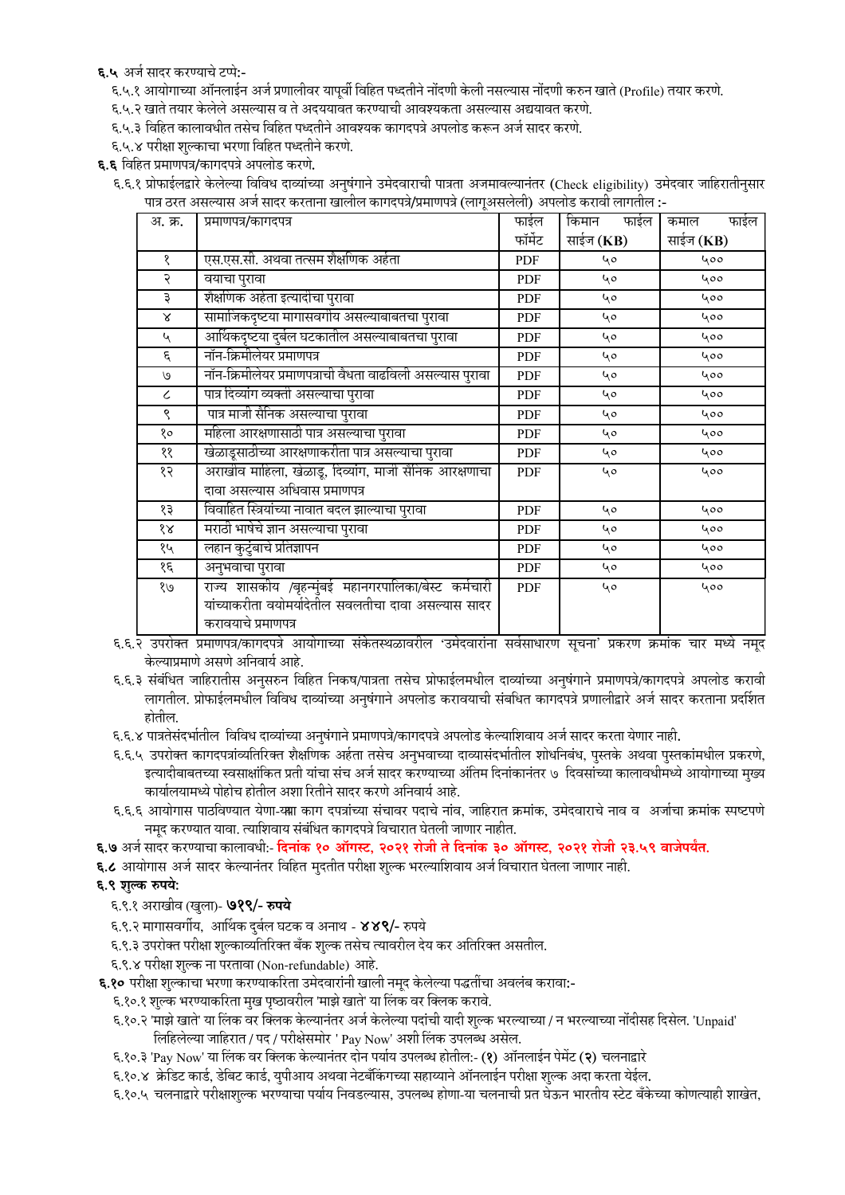**६.५** अर्ज सादर करण्याचे टप्पे:-

६.५.१ आयोगाच्या ऑनलाईन अर्ज प्रणालीवर यापूर्वी विहित पध्दतीने नोंदणी केली नसल्यास नोंदणी करुन खाते (Profile) तयार करणे.

६.५.२ खाते तयार केलेले असल्यास व ते अदययावत करण्याची आवश्यकता असल्यास अद्ययावत करणे.

६.५.३ विहित कालावधीत तसेच विहित पध्दतीने आवश्यक कागदपत्रे अपलोड करून अर्ज सादर करणे.

६.५.४ परीक्षा शुल्काचा भरणा विहित पध्दतीने करणे.

**६.६** विहित प्रमाणपत्र/कागदपत्रे अपलोड करणे.

६.६.१ प्रोफाईलद्वारे केलेल्या विविध दाव्यांच्या अनुषंगाने उमेदवाराची पात्रता अजमावल्यानंतर (Check eligibility) उमेदवार जाहिरातीनुसार पात्र ठरत असल्यास अर्ज सादर करताना खालील कागदपत्रे/प्रमाणपत्रे (लागूअसलेली) अपलोड करावी लागतील :-

| अ. क्र. | प्रमाणपत्र/कागदपत्र | फाईल फॉर्मेट | किमान फाईल साईज (KB) | कमाल फाईल साईज (KB) |
|---|---|---|---|---|
| १ | एस.एस.सी. अथवा तत्सम शैक्षणिक अर्हता | PDF | ५० | ५०० |
| २ | वयाचा पुरावा | PDF | ५० | ५०० |
| ३ | शैक्षणिक अर्हता इत्यादीचा पुरावा | PDF | ५० | ५०० |
| ४ | सामाजिकदृष्ट्या मागासवर्गीय असल्याबाबतचा पुरावा | PDF | ५० | ५०० |
| ५ | आर्थिकदृष्ट्या दुर्बल घटकातील असल्याबाबतचा पुरावा | PDF | ५० | ५०० |
| ६ | नॉन-क्रिमीलेयर प्रमाणपत्र | PDF | ५० | ५०० |
| ७ | नॉन-क्रिमीलेयर प्रमाणपत्राची वैधता वाढविली असल्यास पुरावा | PDF | ५० | ५०० |
| ८ | पात्र दिव्यांग व्यक्ती असल्याचा पुरावा | PDF | ५० | ५०० |
| ९ | पात्र माजी सैनिक असल्याचा पुरावा | PDF | ५० | ५०० |
| १० | महिला आरक्षणासाठी पात्र असल्याचा पुरावा | PDF | ५० | ५०० |
| ११ | खेळाडूसाठीच्या आरक्षणाकरीता पात्र असल्याचा पुरावा | PDF | ५० | ५०० |
| १२ | अराखीव महिला, खेळाडू, दिव्यांग, माजी सैनिक आरक्षणाचा दावा असल्यास अधिवास प्रमाणपत्र | PDF | ५० | ५०० |
| १३ | विवाहित स्त्रियांच्या नावात बदल झाल्याचा पुरावा | PDF | ५० | ५०० |
| १४ | मराठी भाषेचे ज्ञान असल्याचा पुरावा | PDF | ५० | ५०० |
| १५ | लहान कुटुंबाचे प्रतिज्ञापन | PDF | ५० | ५०० |
| १६ | अनुभवाचा पुरावा | PDF | ५० | ५०० |
| १७ | राज्य शासकीय /बृहन्मुंबई महानगरपालिका/बेस्ट कर्मचारी यांच्याकरीता वयोमर्यादेतील सवलतीचा दावा असल्यास सादर करावयाचे प्रमाणपत्र | PDF | ५० | ५०० |

६.६.२ उपरोक्त प्रमाणपत्र/कागदपत्रे आयोगाच्या संकेतस्थळावरील 'उमेदवारांना सर्वसाधारण सूचना' प्रकरण क्रमांक चार मध्ये नमूद केल्याप्रमाणे असणे अनिवार्य आहे.

६.६.३ संबंधित जाहिरातीस अनुसरुन विहित निकष/पात्रता तसेच प्रोफाईलमधील दाव्यांच्या अनुषंगाने प्रमाणपत्रे/कागदपत्रे अपलोड करावी लागतील. प्रोफाईलमधील विविध दाव्यांच्या अनुषंगाने अपलोड करावयाची संबंधित कागदपत्रे प्रणालीद्वारे अर्ज सादर करताना प्रदर्शित होतील.

६.६.४ पात्रतेसंदर्भातील विविध दाव्यांच्या अनुषंगाने प्रमाणपत्रे/कागदपत्रे अपलोड केल्याशिवाय अर्ज सादर करता येणार नाही.

६.६.५ उपरोक्त कागदपत्रांव्यतिरिक्त शैक्षणिक अर्हता तसेच अनुभवाच्या दाव्यासंदर्भातील शोधनिबंध, पुस्तके अथवा पुस्तकांमधील प्रकरणे, इत्यादीबाबतच्या स्वसाक्षांकित प्रती यांचा संच अर्ज सादर करण्याच्या अंतिम दिनांकानंतर ७ दिवसांच्या कालावधीमध्ये आयोगाच्या मुख्य कार्यालयामध्ये पोहोच होतील अशा रितीने सादर करणे अनिवार्य आहे.

६.६.६ आयोगास पाठविण्यात येणा-या काग दपत्रांच्या संचावर पदाचे नांव, जाहिरात क्रमांक, उमेदवाराचे नाव व अर्जाचा क्रमांक स्पष्टपणे नमूद करण्यात यावा. त्याशिवाय संबंधित कागदपत्रे विचारात घेतली जाणार नाहीत.

**६.७** अर्ज सादर करण्याचा कालावधी:- **दिनांक १० ऑगस्ट, २०२१ रोजी ते दिनांक ३० ऑगस्ट, २०२१ रोजी २३.५९ वाजेपर्यंत.**

**६.८** आयोगास अर्ज सादर केल्यानंतर विहित मुदतीत परीक्षा शुल्क भरल्याशिवाय अर्ज विचारात घेतला जाणार नाही.

**६.९ शुल्क रुपये:**

६.९.१ अराखीव (खुला)- **७१९/- रुपये**

६.९.२ मागासवर्गीय, आर्थिक दुर्बल घटक व अनाथ - **४४९/-** रुपये

६.९.३ उपरोक्त परीक्षा शुल्काव्यतिरिक्त बँक शुल्क तसेच त्यावरील देय कर अतिरिक्त असतील.

६.९.४ परीक्षा शुल्क ना परतावा (Non-refundable) आहे.

**६.१०** परीक्षा शुल्काचा भरणा करण्याकरिता उमेदवारांनी खाली नमूद केलेल्या पद्धतींचा अवलंब करावा:-

६.१०.१ शुल्क भरण्याकरिता मुख पृष्ठावरील 'माझे खाते' या लिंक वर क्लिक करावे.

६.१०.२ 'माझे खाते' या लिंक वर क्लिक केल्यानंतर अर्ज केलेल्या पदांची यादी शुल्क भरल्याच्या / न भरल्याच्या नोंदीसह दिसेल. 'Unpaid' लिहिलेल्या जाहिरात / पद / परीक्षेसमोर ' Pay Now' अशी लिंक उपलब्ध असेल.

६.१०.३ 'Pay Now' या लिंक वर क्लिक केल्यानंतर दोन पर्याय उपलब्ध होतील:- **(१)** ऑनलाईन पेमेंट **(२)** चलनाद्वारे

६.१०.४ क्रेडिट कार्ड, डेबिट कार्ड, युपीआय अथवा नेटबँकिंगच्या सहाय्याने ऑनलाईन परीक्षा शुल्क अदा करता येईल.

६.१०.५ चलनाद्वारे परीक्षाशुल्क भरण्याचा पर्याय निवडल्यास, उपलब्ध होणा-या चलनाची प्रत घेऊन भारतीय स्टेट बँकेच्या कोणत्याही शाखेत,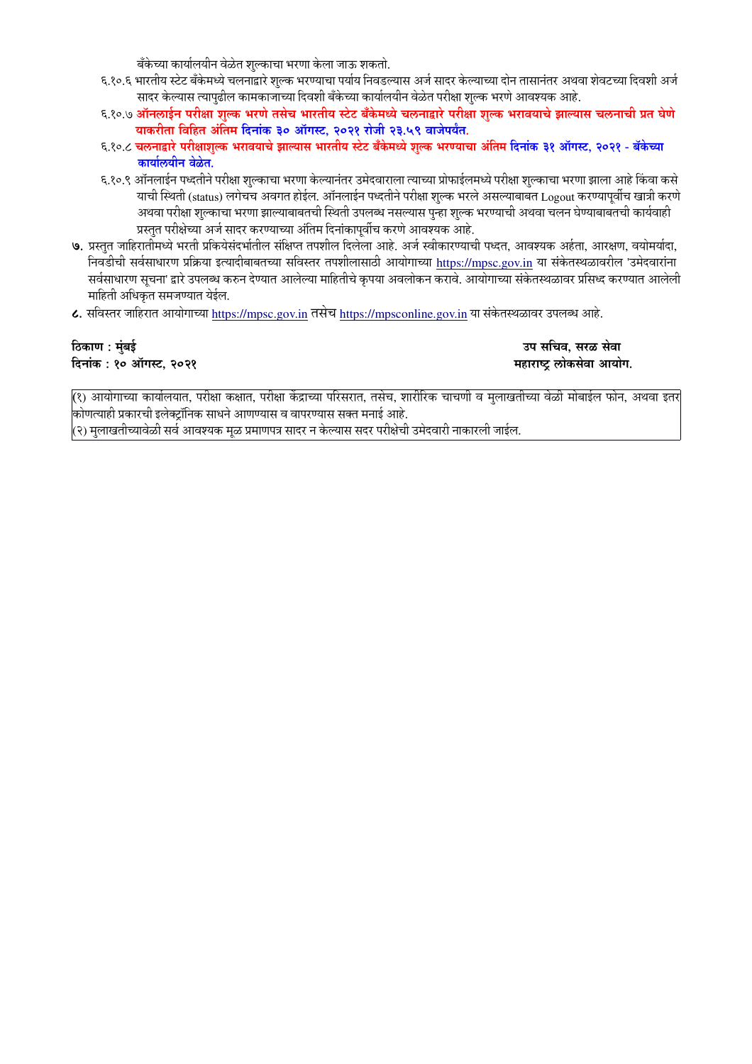बँकेच्या कार्यालयीन वेळेत शुल्काचा भरणा केला जाऊ शकतो.

६.१०.६ भारतीय स्टेट बँकेमध्ये चलनाद्वारे शुल्क भरण्याचा पर्याय निवडल्यास अर्ज सादर केल्याच्या दोन तासानंतर अथवा शेवटच्या दिवशी अर्ज सादर केल्यास त्यापुढील कामकाजाच्या दिवशी बँकेच्या कार्यालयीन वेळेत परीक्षा शुल्क भरणे आवश्यक आहे.

६.१०.७ **ऑनलाईन परीक्षा शुल्क भरणे तसेच भारतीय स्टेट बँकेमध्ये चलनाद्वारे परीक्षा शुल्क भरावयाचे झाल्यास चलनाची प्रत घेणे याकरीता विहित अंतिम दिनांक ३० ऑगस्ट, २०२१ रोजी २३.५९ वाजेपर्यंत.**

६.१०.८ **चलनाद्वारे परीक्षाशुल्क भरावयाचे झाल्यास भारतीय स्टेट बँकेमध्ये शुल्क भरण्याचा अंतिम दिनांक ३१ ऑगस्ट, २०२१ - बँकेच्या कार्यालयीन वेळेत.**

६.१०.९ ऑनलाईन पध्दतीने परीक्षा शुल्काचा भरणा केल्यानंतर उमेदवाराला त्याच्या प्रोफाईलमध्ये परीक्षा शुल्काचा भरणा झाला आहे किंवा कसे याची स्थिती (status) लगेचच अवगत होईल. ऑनलाईन पध्दतीने परीक्षा शुल्क भरले असल्याबाबत Logout करण्यापूर्वीच खात्री करणे अथवा परीक्षा शुल्काचा भरणा झाल्याबाबतची स्थिती उपलब्ध नसल्यास पुन्हा शुल्क भरण्याची अथवा चलन घेण्याबाबतची कार्यवाही प्रस्तुत परीक्षेच्या अर्ज सादर करण्याच्या अंतिम दिनांकापूर्वीच करणे आवश्यक आहे.

**७.** प्रस्तुत जाहिरातीमध्ये भरती प्रकियेसंदर्भातील संक्षिप्त तपशील दिलेला आहे. अर्ज स्वीकारण्याची पध्दत, आवश्यक अर्हता, आरक्षण, वयोमर्यादा, निवडीची सर्वसाधारण प्रक्रिया इत्यादीबाबतच्या सविस्तर तपशीलासाठी आयोगाच्या https://mpsc.gov.in या संकेतस्थळावरील 'उमेदवारांना सर्वसाधारण सूचना' द्वारे उपलब्ध करुन देण्यात आलेल्या माहितीचे कृपया अवलोकन करावे. आयोगाच्या संकेतस्थळावर प्रसिध्द करण्यात आलेली माहिती अधिकृत समजण्यात येईल.

**८.** सविस्तर जाहिरात आयोगाच्या https://mpsc.gov.in तसेच https://mpsconline.gov.in या संकेतस्थळावर उपलब्ध आहे.

**ठिकाण : मुंबई**
**दिनांक : १० ऑगस्ट, २०२१**

**उप सचिव, सरळ सेवा**
**महाराष्ट्र लोकसेवा आयोग.**

(१) आयोगाच्या कार्यालयात, परीक्षा कक्षात, परीक्षा केंद्राच्या परिसरात, तसेच, शारीरिक चाचणी व मुलाखतीच्या वेळी मोबाईल फोन, अथवा इतर कोणत्याही प्रकारची इलेक्ट्रॉनिक साधने आणण्यास व वापरण्यास सक्त मनाई आहे.
(२) मुलाखतीच्यावेळी सर्व आवश्यक मूळ प्रमाणपत्र सादर न केल्यास सदर परीक्षेची उमेदवारी नाकारली जाईल.